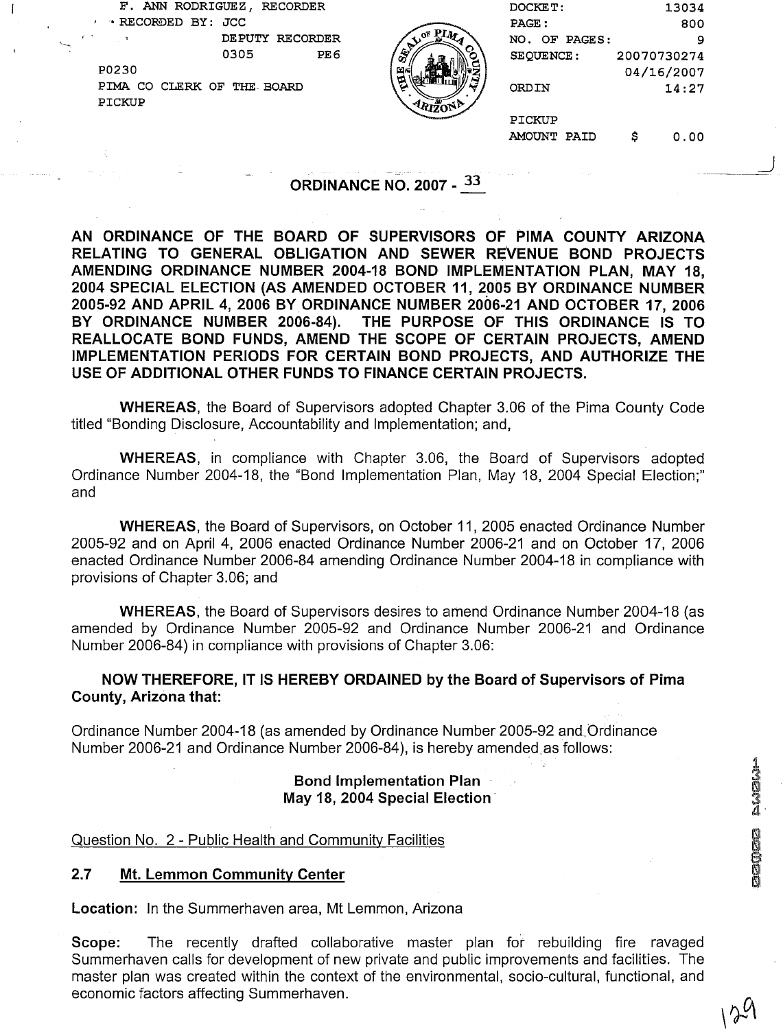F. ANN RODRIGUEZ, RECORDER
RECORDED BY: JCC
DEPUTY RECORDER
0305 PE6
P0230
PIMA CO CLERK OF THE BOARD
PICKUP

DOCKET: 13034
PAGE: 800
NO. OF PAGES: 9
SEQUENCE: 20070730274
04/16/2007
ORDIN 14:27

PICKUP
AMOUNT PAID $ 0.00

# ORDINANCE NO. 2007 - 33

**AN ORDINANCE OF THE BOARD OF SUPERVISORS OF PIMA COUNTY ARIZONA RELATING TO GENERAL OBLIGATION AND SEWER REVENUE BOND PROJECTS AMENDING ORDINANCE NUMBER 2004-18 BOND IMPLEMENTATION PLAN, MAY 18, 2004 SPECIAL ELECTION (AS AMENDED OCTOBER 11, 2005 BY ORDINANCE NUMBER 2005-92 AND APRIL 4, 2006 BY ORDINANCE NUMBER 2006-21 AND OCTOBER 17, 2006 BY ORDINANCE NUMBER 2006-84). THE PURPOSE OF THIS ORDINANCE IS TO REALLOCATE BOND FUNDS, AMEND THE SCOPE OF CERTAIN PROJECTS, AMEND IMPLEMENTATION PERIODS FOR CERTAIN BOND PROJECTS, AND AUTHORIZE THE USE OF ADDITIONAL OTHER FUNDS TO FINANCE CERTAIN PROJECTS.**

**WHEREAS**, the Board of Supervisors adopted Chapter 3.06 of the Pima County Code titled "Bonding Disclosure, Accountability and Implementation; and,

**WHEREAS**, in compliance with Chapter 3.06, the Board of Supervisors adopted Ordinance Number 2004-18, the "Bond Implementation Plan, May 18, 2004 Special Election;" and

**WHEREAS**, the Board of Supervisors, on October 11, 2005 enacted Ordinance Number 2005-92 and on April 4, 2006 enacted Ordinance Number 2006-21 and on October 17, 2006 enacted Ordinance Number 2006-84 amending Ordinance Number 2004-18 in compliance with provisions of Chapter 3.06; and

**WHEREAS**, the Board of Supervisors desires to amend Ordinance Number 2004-18 (as amended by Ordinance Number 2005-92 and Ordinance Number 2006-21 and Ordinance Number 2006-84) in compliance with provisions of Chapter 3.06:

**NOW THEREFORE, IT IS HEREBY ORDAINED by the Board of Supervisors of Pima County, Arizona that:**

Ordinance Number 2004-18 (as amended by Ordinance Number 2005-92 and Ordinance Number 2006-21 and Ordinance Number 2006-84), is hereby amended as follows:

**Bond Implementation Plan**
**May 18, 2004 Special Election**

Question No. 2 - Public Health and Community Facilities

## 2.7 Mt. Lemmon Community Center

**Location:** In the Summerhaven area, Mt Lemmon, Arizona

**Scope:** The recently drafted collaborative master plan for rebuilding fire ravaged Summerhaven calls for development of new private and public improvements and facilities. The master plan was created within the context of the environmental, socio-cultural, functional, and economic factors affecting Summerhaven.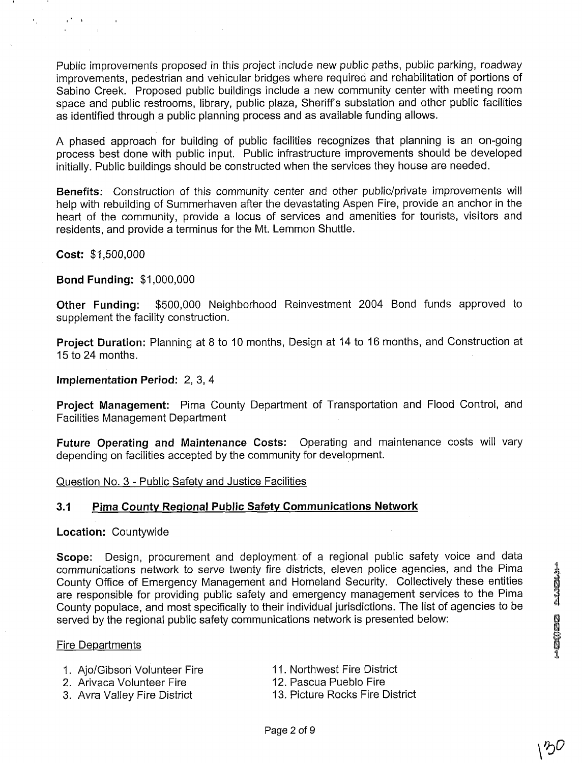Public improvements proposed in this project include new public paths, public parking, roadway improvements, pedestrian and vehicular bridges where required and rehabilitation of portions of Sabino Creek. Proposed public buildings include a new community center with meeting room space and public restrooms, library, public plaza, Sheriff's substation and other public facilities as identified through a public planning process and as available funding allows.

A phased approach for building of public facilities recognizes that planning is an on-going process best done with public input. Public infrastructure improvements should be developed initially. Public buildings should be constructed when the services they house are needed.

**Benefits:** *Construction of this community center and other public/private improvements will help with rebuilding of Summerhaven after the devastating Aspen Fire, provide an anchor in the heart of the community, provide a locus of services and amenities for tourists, visitors and residents, and provide a terminus for the Mt. Lemmon Shuttle.*

**Cost:** $1,500,000

**Bond Funding:** $1,000,000

**Other Funding:** $500,000 Neighborhood Reinvestment 2004 Bond funds approved to supplement the facility construction.

**Project Duration:** Planning at 8 to 10 months, Design at 14 to 16 months, and Construction at 15 to 24 months.

**Implementation Period:** 2, 3, 4

**Project Management:** Pima County Department of Transportation and Flood Control, and Facilities Management Department

**Future Operating and Maintenance Costs:** Operating and maintenance costs will vary depending on facilities accepted by the community for development.

Question No. 3 - Public Safety and Justice Facilities

## 3.1 Pima County Regional Public Safety Communications Network

**Location:** Countywide

**Scope:** Design, procurement and deployment of a regional public safety voice and data communications network to serve twenty fire districts, eleven police agencies, and the Pima County Office of Emergency Management and Homeland Security. Collectively these entities are responsible for providing public safety and emergency management services to the Pima County populace, and most specifically to their individual jurisdictions. The list of agencies to be served by the regional public safety communications network is presented below:

Fire Departments

1. Ajo/Gibson Volunteer Fire
2. Arivaca Volunteer Fire
3. Avra Valley Fire District

11. Northwest Fire District
12. Pascua Pueblo Fire
13. Picture Rocks Fire District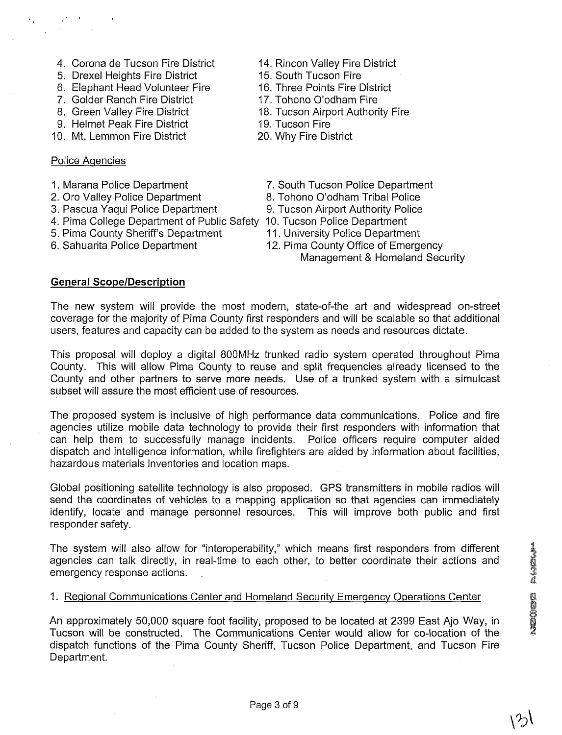4. Corona de Tucson Fire District
5. Drexel Heights Fire District
6. Elephant Head Volunteer Fire
7. Golder Ranch Fire District
8. Green Valley Fire District
9. Helmet Peak Fire District
10. Mt. Lemmon Fire District
14. Rincon Valley Fire District
15. South Tucson Fire
16. Three Points Fire District
17. Tohono O'odham Fire
18. Tucson Airport Authority Fire
19. Tucson Fire
20. Why Fire District

Police Agencies

1. Marana Police Department
2. Oro Valley Police Department
3. Pascua Yaqui Police Department
4. Pima College Department of Public Safety
5. Pima County Sheriff's Department
6. Sahuarita Police Department
7. South Tucson Police Department
8. Tohono O'odham Tribal Police
9. Tucson Airport Authority Police
10. Tucson Police Department
11. University Police Department
12. Pima County Office of Emergency Management & Homeland Security

**General Scope/Description**

The new system will provide the most modern, state-of-the art and widespread on-street coverage for the majority of Pima County first responders and will be scalable so that additional users, features and capacity can be added to the system as needs and resources dictate.

This proposal will deploy a digital 800MHz trunked radio system operated throughout Pima County. This will allow Pima County to reuse and split frequencies already licensed to the County and other partners to serve more needs. Use of a trunked system with a simulcast subset will assure the most efficient use of resources.

The proposed system is inclusive of high performance data communications. Police and fire agencies utilize mobile data technology to provide their first responders with information that can help them to successfully manage incidents. Police officers require computer aided dispatch and intelligence information, while firefighters are aided by information about facilities, hazardous materials inventories and location maps.

Global positioning satellite technology is also proposed. GPS transmitters in mobile radios will send the coordinates of vehicles to a mapping application so that agencies can immediately identify, locate and manage personnel resources. This will improve both public and first responder safety.

The system will also allow for "interoperability," which means first responders from different agencies can talk directly, in real-time to each other, to better coordinate their actions and emergency response actions.

1. Regional Communications Center and Homeland Security Emergency Operations Center

An approximately 50,000 square foot facility, proposed to be located at 2399 East Ajo Way, in Tucson will be constructed. The Communications Center would allow for co-location of the dispatch functions of the Pima County Sheriff, Tucson Police Department, and Tucson Fire Department.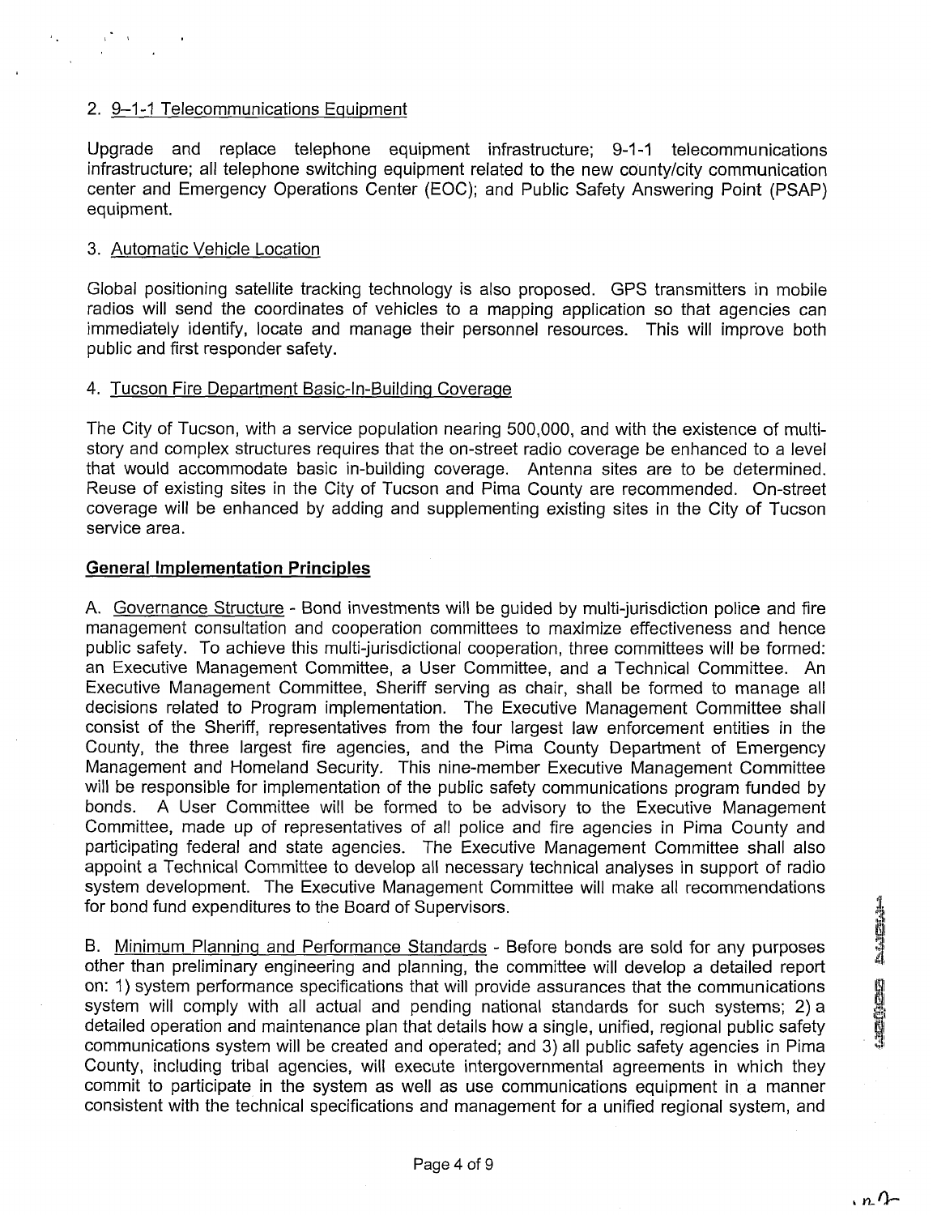2. 9–1-1 Telecommunications Equipment

Upgrade and replace telephone equipment infrastructure; 9-1-1 telecommunications infrastructure; all telephone switching equipment related to the new county/city communication center and Emergency Operations Center (EOC); and Public Safety Answering Point (PSAP) equipment.

3. Automatic Vehicle Location

Global positioning satellite tracking technology is also proposed. GPS transmitters in mobile radios will send the coordinates of vehicles to a mapping application so that agencies can immediately identify, locate and manage their personnel resources. This will improve both public and first responder safety.

4. Tucson Fire Department Basic-In-Building Coverage

The City of Tucson, with a service population nearing 500,000, and with the existence of multi-story and complex structures requires that the on-street radio coverage be enhanced to a level that would accommodate basic in-building coverage. Antenna sites are to be determined. Reuse of existing sites in the City of Tucson and Pima County are recommended. On-street coverage will be enhanced by adding and supplementing existing sites in the City of Tucson service area.

**General Implementation Principles**

A. Governance Structure - Bond investments will be guided by multi-jurisdiction police and fire management consultation and cooperation committees to maximize effectiveness and hence public safety. To achieve this multi-jurisdictional cooperation, three committees will be formed: an Executive Management Committee, a User Committee, and a Technical Committee. An Executive Management Committee, Sheriff serving as chair, shall be formed to manage all decisions related to Program implementation. The Executive Management Committee shall consist of the Sheriff, representatives from the four largest law enforcement entities in the County, the three largest fire agencies, and the Pima County Department of Emergency Management and Homeland Security. This nine-member Executive Management Committee will be responsible for implementation of the public safety communications program funded by bonds. A User Committee will be formed to be advisory to the Executive Management Committee, made up of representatives of all police and fire agencies in Pima County and participating federal and state agencies. The Executive Management Committee shall also appoint a Technical Committee to develop all necessary technical analyses in support of radio system development. The Executive Management Committee will make all recommendations for bond fund expenditures to the Board of Supervisors.

B. Minimum Planning and Performance Standards - Before bonds are sold for any purposes other than preliminary engineering and planning, the committee will develop a detailed report on: 1) system performance specifications that will provide assurances that the communications system will comply with all actual and pending national standards for such systems; 2) a detailed operation and maintenance plan that details how a single, unified, regional public safety communications system will be created and operated; and 3) all public safety agencies in Pima County, including tribal agencies, will execute intergovernmental agreements in which they commit to participate in the system as well as use communications equipment in a manner consistent with the technical specifications and management for a unified regional system, and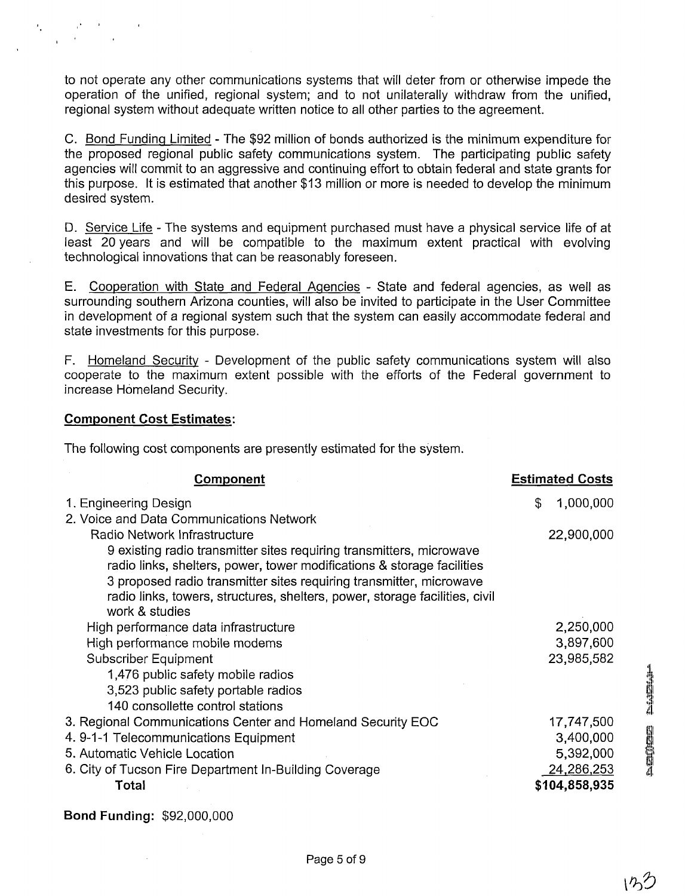to not operate any other communications systems that will deter from or otherwise impede the operation of the unified, regional system; and to not unilaterally withdraw from the unified, regional system without adequate written notice to all other parties to the agreement.

C. Bond Funding Limited - The $92 million of bonds authorized is the minimum expenditure for the proposed regional public safety communications system. The participating public safety agencies will commit to an aggressive and continuing effort to obtain federal and state grants for this purpose. It is estimated that another $13 million or more is needed to develop the minimum desired system.

D. Service Life - The systems and equipment purchased must have a physical service life of at least 20 years and will be compatible to the maximum extent practical with evolving technological innovations that can be reasonably foreseen.

E. Cooperation with State and Federal Agencies - State and federal agencies, as well as surrounding southern Arizona counties, will also be invited to participate in the User Committee in development of a regional system such that the system can easily accommodate federal and state investments for this purpose.

F. Homeland Security - Development of the public safety communications system will also cooperate to the maximum extent possible with the efforts of the Federal government to increase Homeland Security.

**Component Cost Estimates:**

The following cost components are presently estimated for the system.

| Component | Estimated Costs |
|---|---|
| 1. Engineering Design | $ 1,000,000 |
| 2. Voice and Data Communications Network | |
| Radio Network Infrastructure | 22,900,000 |
| 9 existing radio transmitter sites requiring transmitters, microwave radio links, shelters, power, tower modifications & storage facilities | |
| 3 proposed radio transmitter sites requiring transmitter, microwave radio links, towers, structures, shelters, power, storage facilities, civil work & studies | |
| High performance data infrastructure | 2,250,000 |
| High performance mobile modems | 3,897,600 |
| Subscriber Equipment | 23,985,582 |
| 1,476 public safety mobile radios | |
| 3,523 public safety portable radios | |
| 140 consollette control stations | |
| 3. Regional Communications Center and Homeland Security EOC | 17,747,500 |
| 4. 9-1-1 Telecommunications Equipment | 3,400,000 |
| 5. Automatic Vehicle Location | 5,392,000 |
| 6. City of Tucson Fire Department In-Building Coverage | 24,286,253 |
| **Total** | **$104,858,935** |

**Bond Funding:** $92,000,000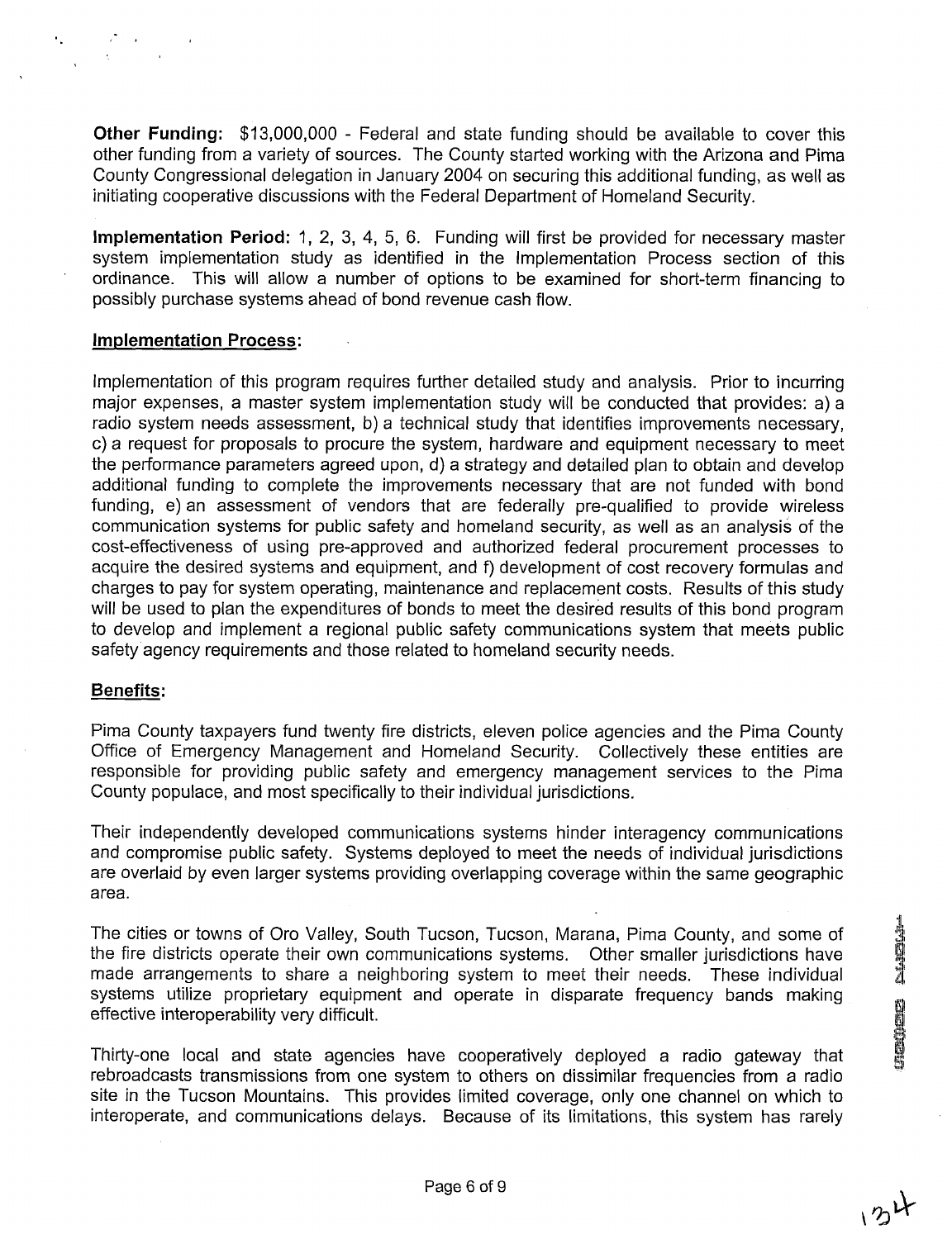**Other Funding:** $13,000,000 - Federal and state funding should be available to cover this other funding from a variety of sources. The County started working with the Arizona and Pima County Congressional delegation in January 2004 on securing this additional funding, as well as initiating cooperative discussions with the Federal Department of Homeland Security.

**Implementation Period:** 1, 2, 3, 4, 5, 6. Funding will first be provided for necessary master system implementation study as identified in the Implementation Process section of this ordinance. This will allow a number of options to be examined for short-term financing to possibly purchase systems ahead of bond revenue cash flow.

**Implementation Process:**

Implementation of this program requires further detailed study and analysis. Prior to incurring major expenses, a master system implementation study will be conducted that provides: a) a radio system needs assessment, b) a technical study that identifies improvements necessary, c) a request for proposals to procure the system, hardware and equipment necessary to meet the performance parameters agreed upon, d) a strategy and detailed plan to obtain and develop additional funding to complete the improvements necessary that are not funded with bond funding, e) an assessment of vendors that are federally pre-qualified to provide wireless communication systems for public safety and homeland security, as well as an analysis of the cost-effectiveness of using pre-approved and authorized federal procurement processes to acquire the desired systems and equipment, and f) development of cost recovery formulas and charges to pay for system operating, maintenance and replacement costs. Results of this study will be used to plan the expenditures of bonds to meet the desired results of this bond program to develop and implement a regional public safety communications system that meets public safety agency requirements and those related to homeland security needs.

**Benefits:**

Pima County taxpayers fund twenty fire districts, eleven police agencies and the Pima County Office of Emergency Management and Homeland Security. Collectively these entities are responsible for providing public safety and emergency management services to the Pima County populace, and most specifically to their individual jurisdictions.

Their independently developed communications systems hinder interagency communications and compromise public safety. Systems deployed to meet the needs of individual jurisdictions are overlaid by even larger systems providing overlapping coverage within the same geographic area.

The cities or towns of Oro Valley, South Tucson, Tucson, Marana, Pima County, and some of the fire districts operate their own communications systems. Other smaller jurisdictions have made arrangements to share a neighboring system to meet their needs. These individual systems utilize proprietary equipment and operate in disparate frequency bands making effective interoperability very difficult.

Thirty-one local and state agencies have cooperatively deployed a radio gateway that rebroadcasts transmissions from one system to others on dissimilar frequencies from a radio site in the Tucson Mountains. This provides limited coverage, only one channel on which to interoperate, and communications delays. Because of its limitations, this system has rarely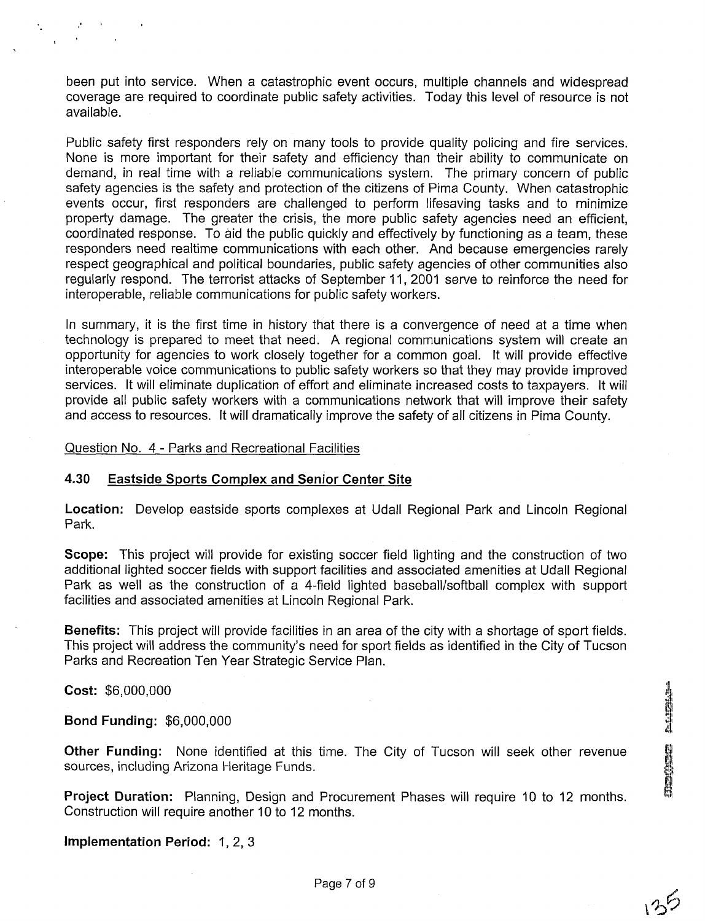been put into service. When a catastrophic event occurs, multiple channels and widespread coverage are required to coordinate public safety activities. Today this level of resource is not available.

Public safety first responders rely on many tools to provide quality policing and fire services. None is more important for their safety and efficiency than their ability to communicate on demand, in real time with a reliable communications system. The primary concern of public safety agencies is the safety and protection of the citizens of Pima County. When catastrophic events occur, first responders are challenged to perform lifesaving tasks and to minimize property damage. The greater the crisis, the more public safety agencies need an efficient, coordinated response. To aid the public quickly and effectively by functioning as a team, these responders need realtime communications with each other. And because emergencies rarely respect geographical and political boundaries, public safety agencies of other communities also regularly respond. The terrorist attacks of September 11, 2001 serve to reinforce the need for interoperable, reliable communications for public safety workers.

In summary, it is the first time in history that there is a convergence of need at a time when technology is prepared to meet that need. A regional communications system will create an opportunity for agencies to work closely together for a common goal. It will provide effective interoperable voice communications to public safety workers so that they may provide improved services. It will eliminate duplication of effort and eliminate increased costs to taxpayers. It will provide all public safety workers with a communications network that will improve their safety and access to resources. It will dramatically improve the safety of all citizens in Pima County.

Question No. 4 - Parks and Recreational Facilities

## 4.30 Eastside Sports Complex and Senior Center Site

**Location:** Develop eastside sports complexes at Udall Regional Park and Lincoln Regional Park.

**Scope:** This project will provide for existing soccer field lighting and the construction of two additional lighted soccer fields with support facilities and associated amenities at Udall Regional Park as well as the construction of a 4-field lighted baseball/softball complex with support facilities and associated amenities at Lincoln Regional Park.

**Benefits:** This project will provide facilities in an area of the city with a shortage of sport fields. This project will address the community's need for sport fields as identified in the City of Tucson Parks and Recreation Ten Year Strategic Service Plan.

**Cost:** $6,000,000

**Bond Funding:** $6,000,000

**Other Funding:** None identified at this time. The City of Tucson will seek other revenue sources, including Arizona Heritage Funds.

**Project Duration:** Planning, Design and Procurement Phases will require 10 to 12 months. Construction will require another 10 to 12 months.

**Implementation Period:** 1, 2, 3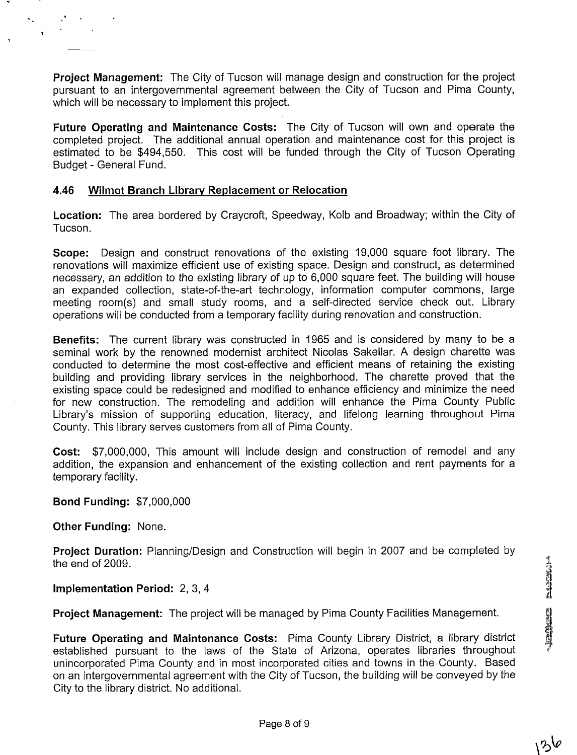**Project Management:** The City of Tucson will manage design and construction for the project pursuant to an intergovernmental agreement between the City of Tucson and Pima County, which will be necessary to implement this project.

**Future Operating and Maintenance Costs:** The City of Tucson will own and operate the completed project. The additional annual operation and maintenance cost for this project is estimated to be $494,550. This cost will be funded through the City of Tucson Operating Budget - General Fund.

### 4.46 Wilmot Branch Library Replacement or Relocation

**Location:** The area bordered by Craycroft, Speedway, Kolb and Broadway; within the City of Tucson.

**Scope:** Design and construct renovations of the existing 19,000 square foot library. The renovations will maximize efficient use of existing space. Design and construct, as determined necessary, an addition to the existing library of up to 6,000 square feet. The building will house an expanded collection, state-of-the-art technology, information computer commons, large meeting room(s) and small study rooms, and a self-directed service check out. Library operations will be conducted from a temporary facility during renovation and construction.

**Benefits:** The current library was constructed in 1965 and is considered by many to be a seminal work by the renowned modernist architect Nicolas Sakellar. A design charette was conducted to determine the most cost-effective and efficient means of retaining the existing building and providing library services in the neighborhood. The charette proved that the existing space could be redesigned and modified to enhance efficiency and minimize the need for new construction. The remodeling and addition will enhance the Pima County Public Library's mission of supporting education, literacy, and lifelong learning throughout Pima County. This library serves customers from all of Pima County.

**Cost:** $7,000,000, This amount will include design and construction of remodel and any addition, the expansion and enhancement of the existing collection and rent payments for a temporary facility.

**Bond Funding:** $7,000,000

**Other Funding:** None.

**Project Duration:** Planning/Design and Construction will begin in 2007 and be completed by the end of 2009.

**Implementation Period:** 2, 3, 4

**Project Management:** The project will be managed by Pima County Facilities Management.

**Future Operating and Maintenance Costs:** Pima County Library District, a library district established pursuant to the laws of the State of Arizona, operates libraries throughout unincorporated Pima County and in most incorporated cities and towns in the County. Based on an intergovernmental agreement with the City of Tucson, the building will be conveyed by the City to the library district. No additional.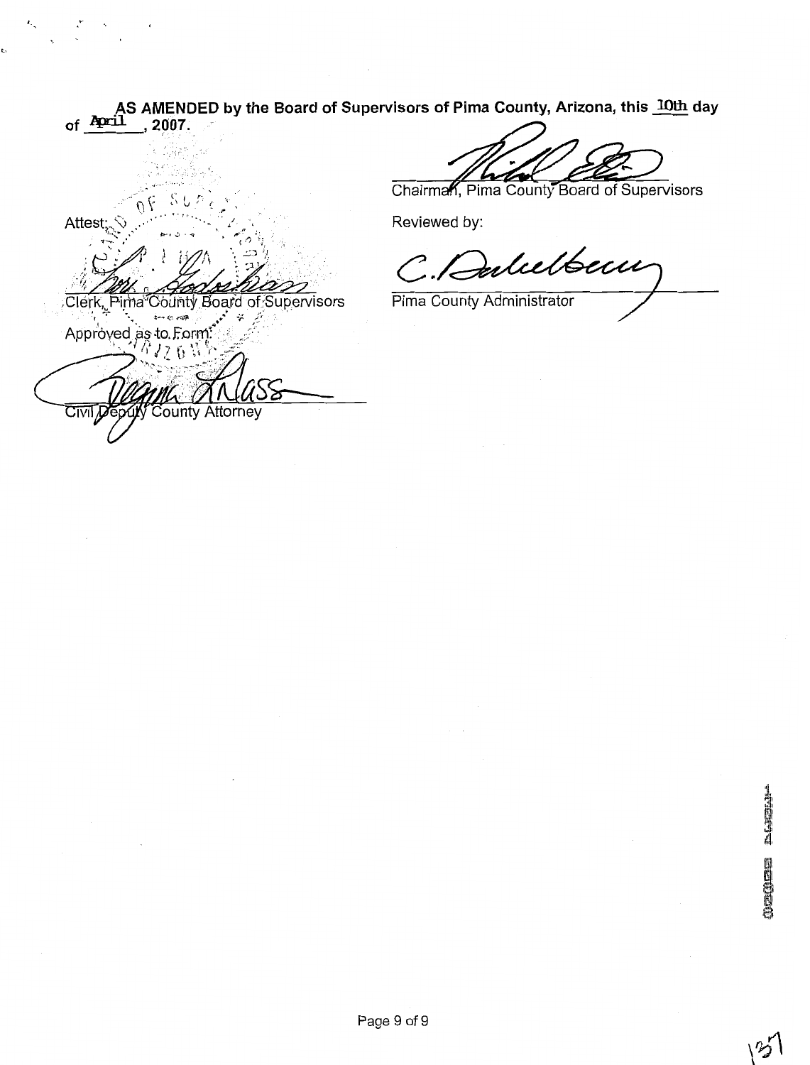**AS AMENDED by the Board of Supervisors of Pima County, Arizona, this 10th day of April, 2007.**

Chairman, Pima County Board of Supervisors

Attest:

Clerk, Pima County Board of Supervisors

Approved as to Form:

Civil Deputy County Attorney

Reviewed by:

Pima County Administrator